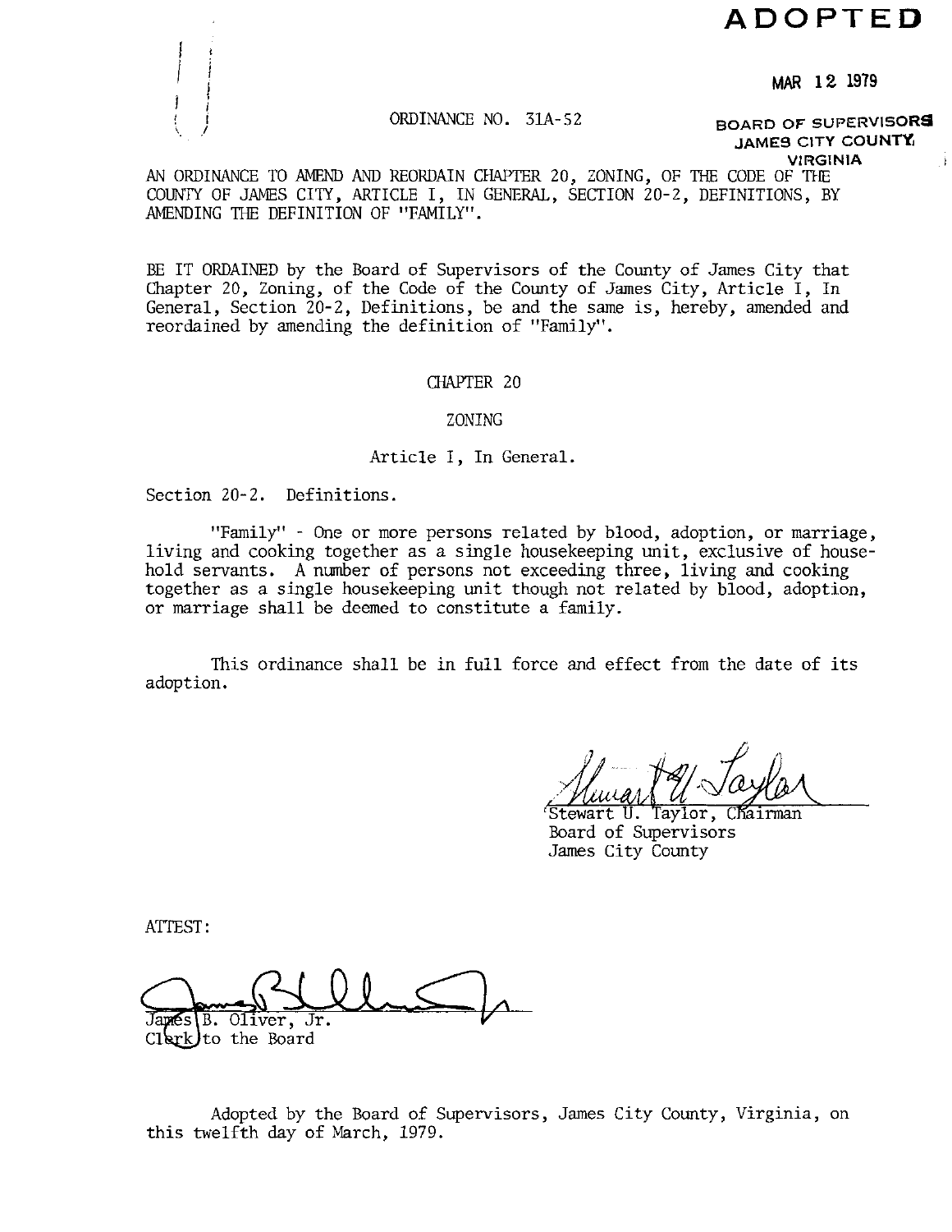**ADOPTED**

MAR 12 1979

BOARD OF SUPERVISORS
JAMES CITY COUNTY
VIRGINIA

ORDINANCE NO. 31A-52

AN ORDINANCE TO AMEND AND REORDAIN CHAPTER 20, ZONING, OF THE CODE OF THE COUNTY OF JAMES CITY, ARTICLE I, IN GENERAL, SECTION 20-2, DEFINITIONS, BY AMENDING THE DEFINITION OF "FAMILY".

BE IT ORDAINED by the Board of Supervisors of the County of James City that Chapter 20, Zoning, of the Code of the County of James City, Article I, In General, Section 20-2, Definitions, be and the same is, hereby, amended and reordained by amending the definition of "Family".

CHAPTER 20

ZONING

Article I, In General.

Section 20-2. Definitions.

"Family" - One or more persons related by blood, adoption, or marriage, living and cooking together as a single housekeeping unit, exclusive of household servants. A number of persons not exceeding three, living and cooking together as a single housekeeping unit though not related by blood, adoption, or marriage shall be deemed to constitute a family.

This ordinance shall be in full force and effect from the date of its adoption.

Stewart U. Taylor, Chairman
Board of Supervisors
James City County

ATTEST:

James B. Oliver, Jr.
Clerk to the Board

Adopted by the Board of Supervisors, James City County, Virginia, on this twelfth day of March, 1979.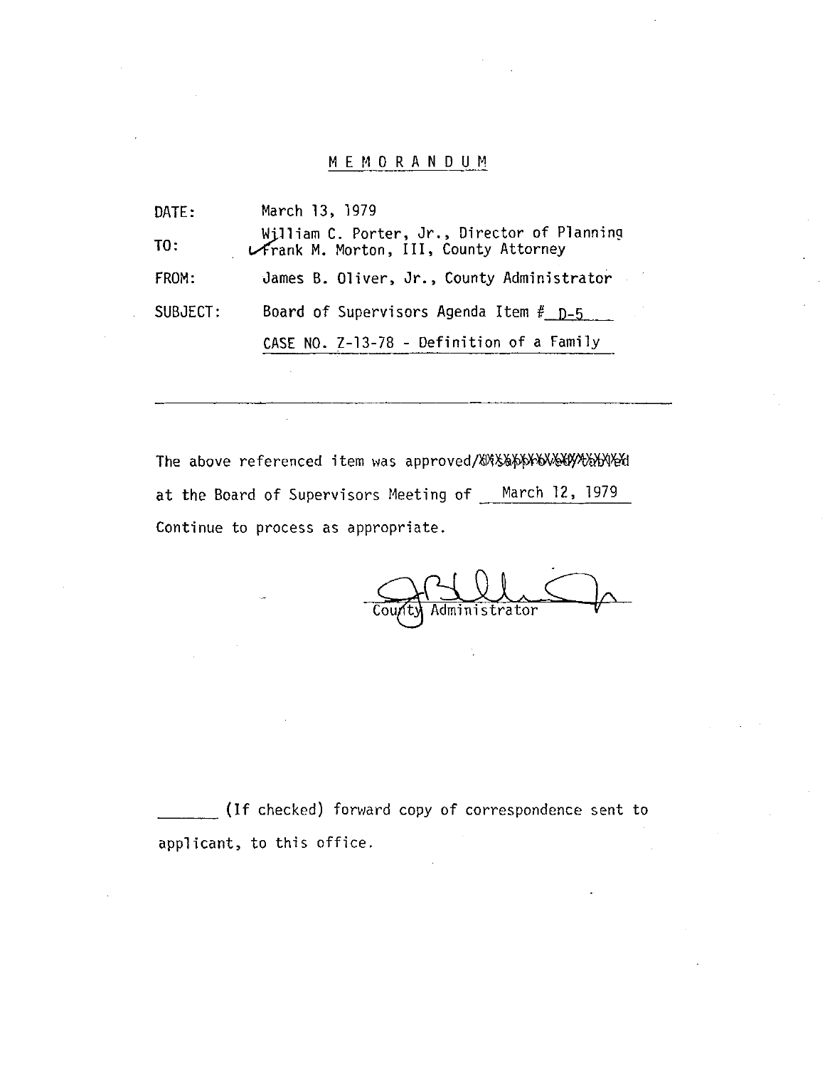# MEMORANDUM

DATE: March 13, 1979

TO: William C. Porter, Jr., Director of Planning
Frank M. Morton, III, County Attorney

FROM: James B. Oliver, Jr., County Administrator

SUBJECT: Board of Supervisors Agenda Item # D-5

CASE NO. Z-13-78 - Definition of a Family

---

The above referenced item was approved/~~disapproved/tabled~~

at the Board of Supervisors Meeting of March 12, 1979

Continue to process as appropriate.

County Administrator

_______ (If checked) forward copy of correspondence sent to applicant, to this office.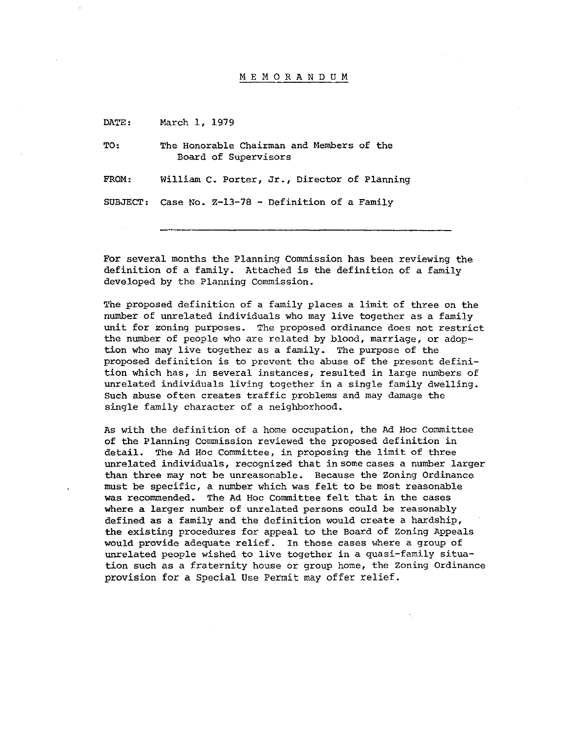# MEMORANDUM

DATE: March 1, 1979

TO: The Honorable Chairman and Members of the Board of Supervisors

FROM: William C. Porter, Jr., Director of Planning

SUBJECT: Case No. Z-13-78 - Definition of a Family

---

For several months the Planning Commission has been reviewing the definition of a family. Attached is the definition of a family developed by the Planning Commission.

The proposed definition of a family places a limit of three on the number of unrelated individuals who may live together as a family unit for zoning purposes. The proposed ordinance does not restrict the number of people who are related by blood, marriage, or adoption who may live together as a family. The purpose of the proposed definition is to prevent the abuse of the present definition which has, in several instances, resulted in large numbers of unrelated individuals living together in a single family dwelling. Such abuse often creates traffic problems and may damage the single family character of a neighborhood.

As with the definition of a home occupation, the Ad Hoc Committee of the Planning Commission reviewed the proposed definition in detail. The Ad Hoc Committee, in proposing the limit of three unrelated individuals, recognized that in some cases a number larger than three may not be unreasonable. Because the Zoning Ordinance must be specific, a number which was felt to be most reasonable was recommended. The Ad Hoc Committee felt that in the cases where a larger number of unrelated persons could be reasonably defined as a family and the definition would create a hardship, the existing procedures for appeal to the Board of Zoning Appeals would provide adequate relief. In those cases where a group of unrelated people wished to live together in a quasi-family situation such as a fraternity house or group home, the Zoning Ordinance provision for a Special Use Permit may offer relief.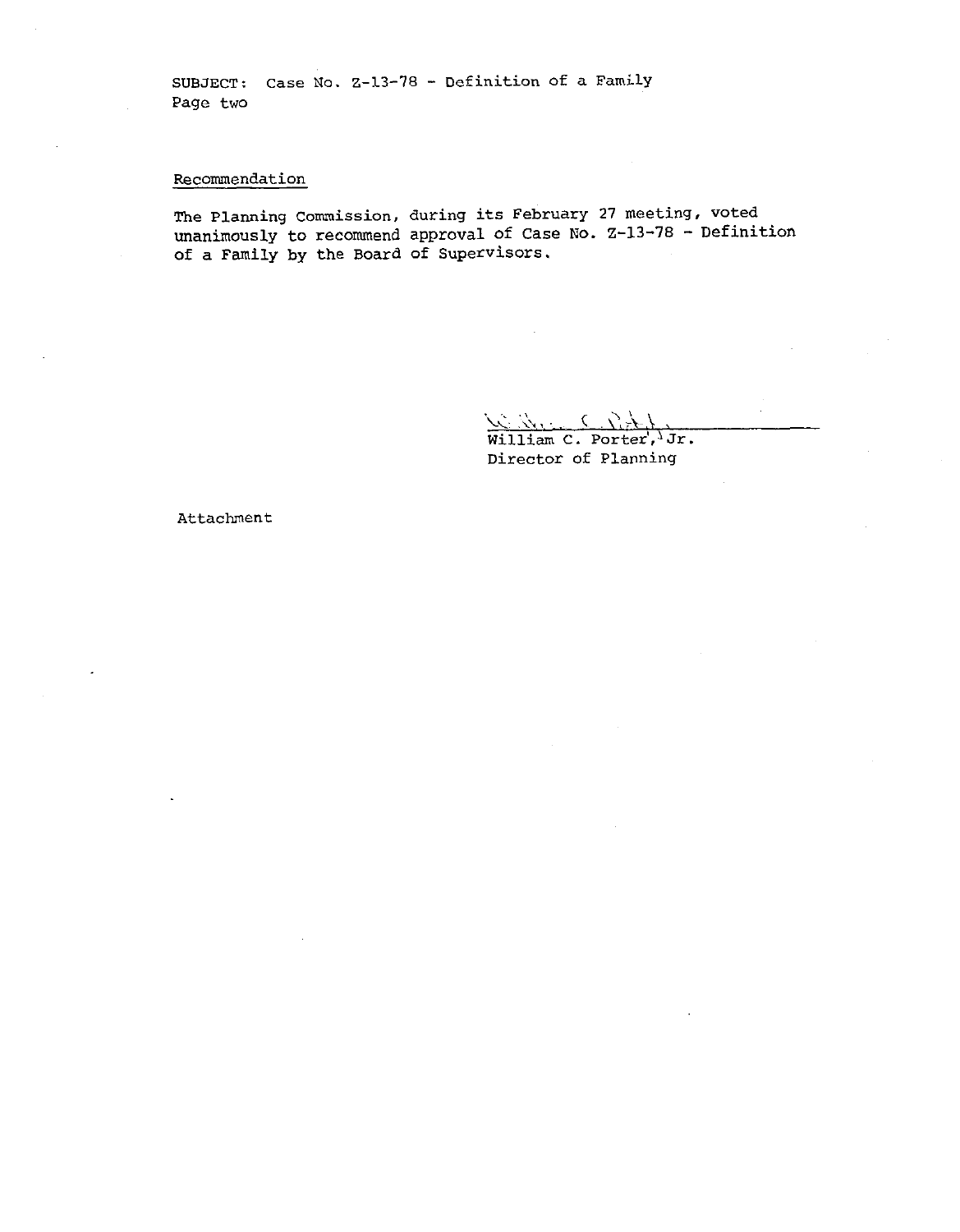SUBJECT: Case No. Z-13-78 - Definition of a Family
Page two

Recommendation

The Planning Commission, during its February 27 meeting, voted unanimously to recommend approval of Case No. Z-13-78 - Definition of a Family by the Board of Supervisors.

William C. Porter, Jr.
Director of Planning

Attachment